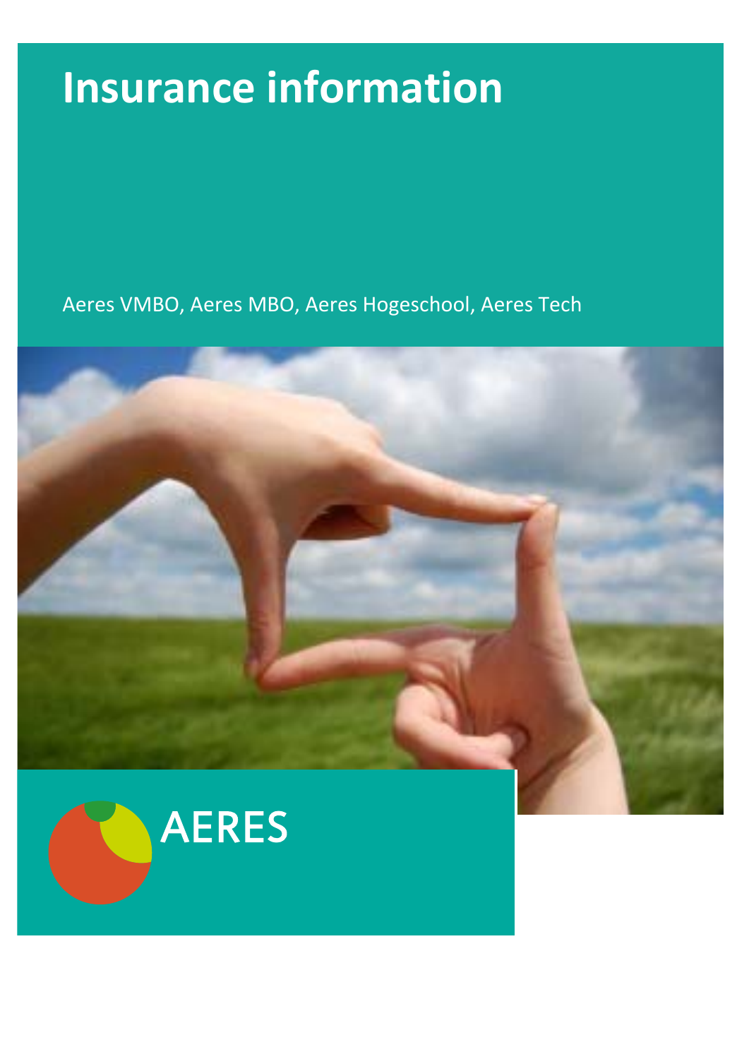# Insurance information

Aeres VMBO, Aeres MBO, Aeres Hogeschool, Aeres Tech

AERES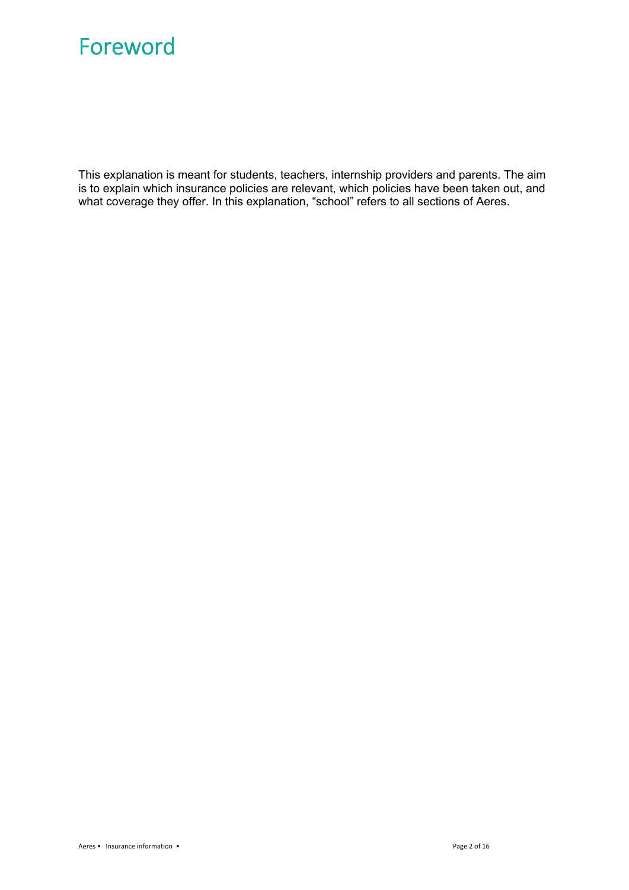# Foreword

This explanation is meant for students, teachers, internship providers and parents. The aim is to explain which insurance policies are relevant, which policies have been taken out, and what coverage they offer. In this explanation, “school” refers to all sections of Aeres.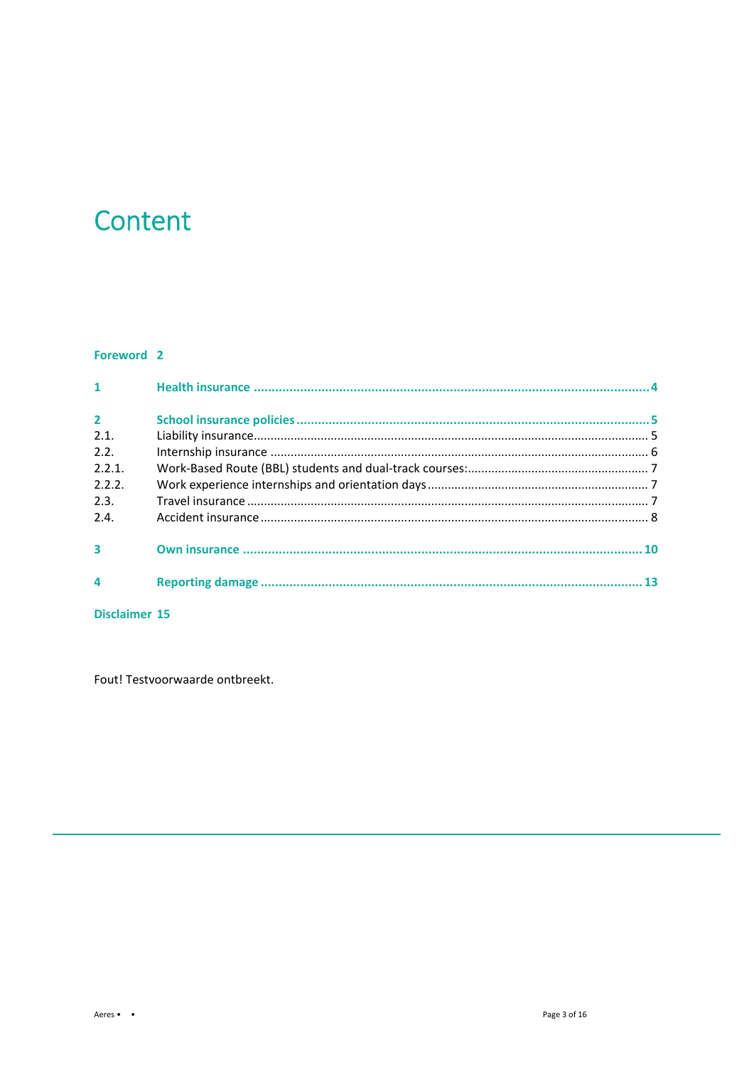# Content

**Foreword 2**

| | | |
|---|---|---|
| **1** | **Health insurance** | **4** |
| **2** | **School insurance policies** | **5** |
| 2.1. | Liability insurance | 5 |
| 2.2. | Internship insurance | 6 |
| 2.2.1. | Work-Based Route (BBL) students and dual-track courses: | 7 |
| 2.2.2. | Work experience internships and orientation days | 7 |
| 2.3. | Travel insurance | 7 |
| 2.4. | Accident insurance | 8 |
| **3** | **Own insurance** | **10** |
| **4** | **Reporting damage** | **13** |

**Disclaimer 15**

Fout! Testvoorwaarde ontbreekt.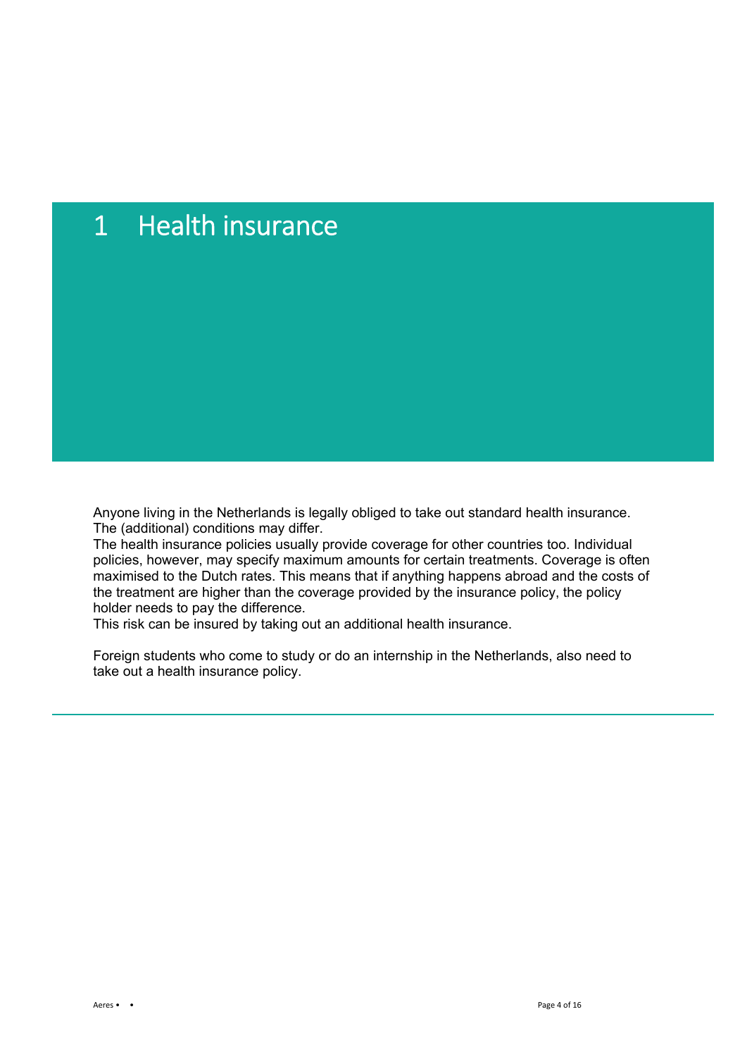# 1 Health insurance

Anyone living in the Netherlands is legally obliged to take out standard health insurance. The (additional) conditions may differ.
The health insurance policies usually provide coverage for other countries too. Individual policies, however, may specify maximum amounts for certain treatments. Coverage is often maximised to the Dutch rates. This means that if anything happens abroad and the costs of the treatment are higher than the coverage provided by the insurance policy, the policy holder needs to pay the difference.
This risk can be insured by taking out an additional health insurance.

Foreign students who come to study or do an internship in the Netherlands, also need to take out a health insurance policy.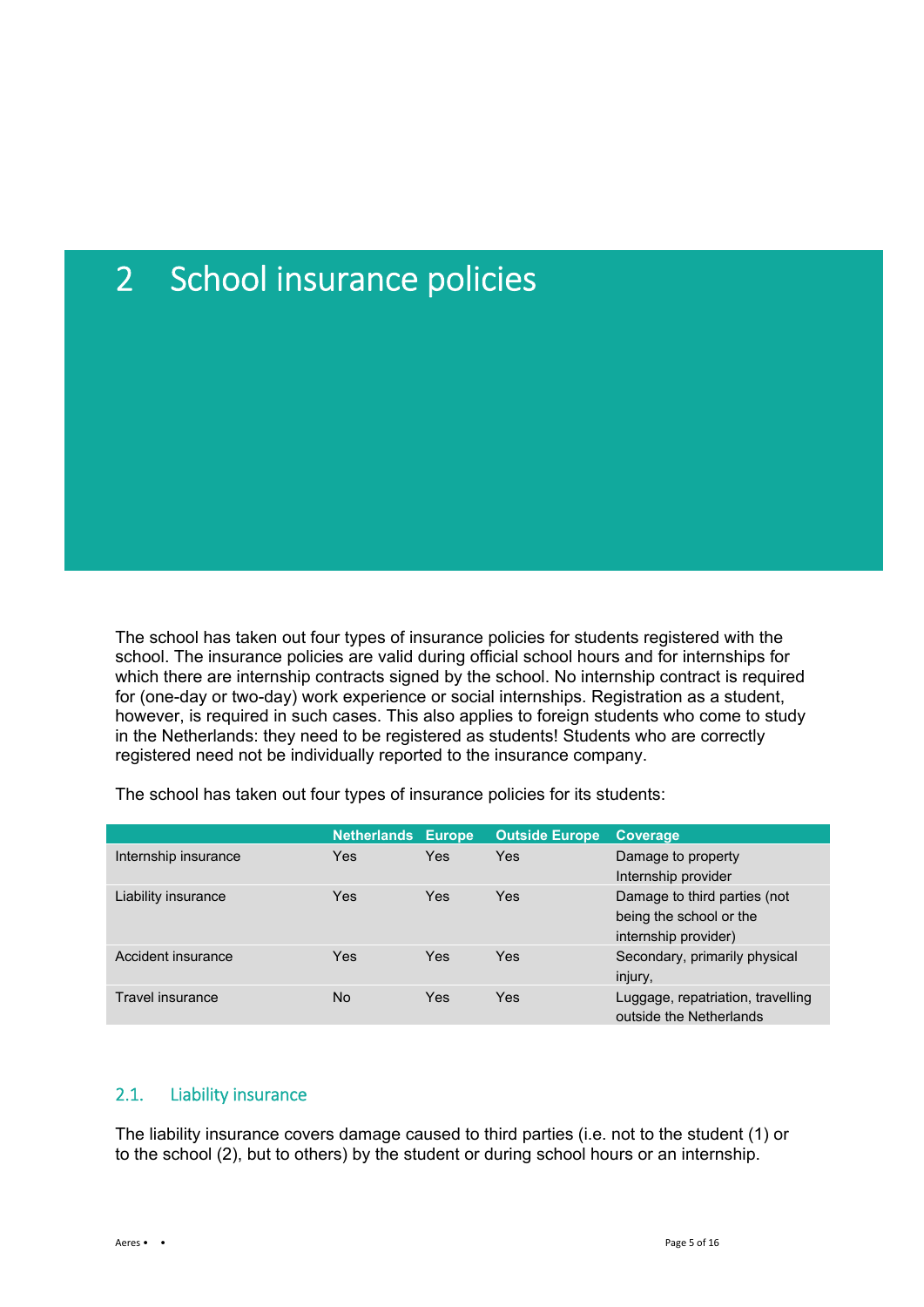# 2 School insurance policies

The school has taken out four types of insurance policies for students registered with the school. The insurance policies are valid during official school hours and for internships for which there are internship contracts signed by the school. No internship contract is required for (one-day or two-day) work experience or social internships. Registration as a student, however, is required in such cases. This also applies to foreign students who come to study in the Netherlands: they need to be registered as students! Students who are correctly registered need not be individually reported to the insurance company.

The school has taken out four types of insurance policies for its students:

| | Netherlands | Europe | Outside Europe | Coverage |
|---|---|---|---|---|
| Internship insurance | Yes | Yes | Yes | Damage to property Internship provider |
| Liability insurance | Yes | Yes | Yes | Damage to third parties (not being the school or the internship provider) |
| Accident insurance | Yes | Yes | Yes | Secondary, primarily physical injury, |
| Travel insurance | No | Yes | Yes | Luggage, repatriation, travelling outside the Netherlands |

## 2.1. Liability insurance

The liability insurance covers damage caused to third parties (i.e. not to the student (1) or to the school (2), but to others) by the student or during school hours or an internship.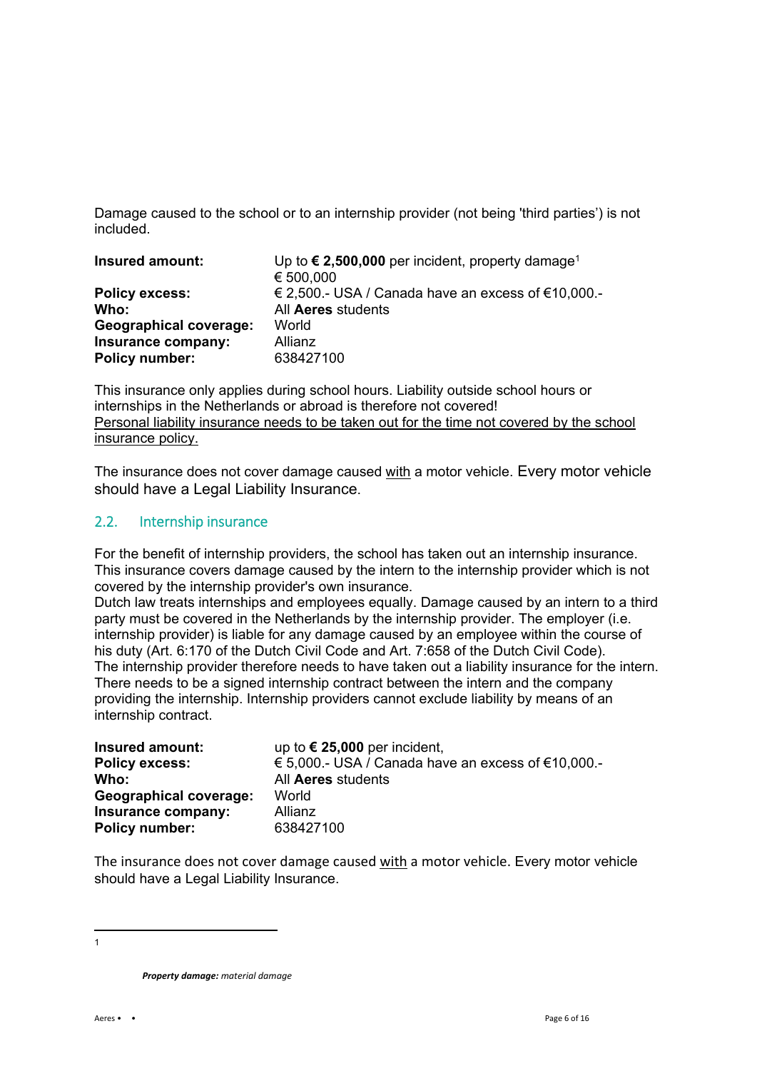Damage caused to the school or to an internship provider (not being 'third parties') is not included.

| | |
|---|---|
| **Insured amount:** | Up to **€ 2,500,000** per incident, property damage[1] € 500,000 |
| **Policy excess:** | € 2,500.- USA / Canada have an excess of €10,000.- |
| **Who:** | All **Aeres** students |
| **Geographical coverage:** | World |
| **Insurance company:** | Allianz |
| **Policy number:** | 638427100 |

This insurance only applies during school hours. Liability outside school hours or internships in the Netherlands or abroad is therefore not covered!
<u>Personal liability insurance needs to be taken out for the time not covered by the school insurance policy.</u>

The insurance does not cover damage caused <u>with</u> a motor vehicle. Every motor vehicle should have a Legal Liability Insurance.

## 2.2. Internship insurance

For the benefit of internship providers, the school has taken out an internship insurance. This insurance covers damage caused by the intern to the internship provider which is not covered by the internship provider's own insurance.
Dutch law treats internships and employees equally. Damage caused by an intern to a third party must be covered in the Netherlands by the internship provider. The employer (i.e. internship provider) is liable for any damage caused by an employee within the course of his duty (Art. 6:170 of the Dutch Civil Code and Art. 7:658 of the Dutch Civil Code).
The internship provider therefore needs to have taken out a liability insurance for the intern. There needs to be a signed internship contract between the intern and the company providing the internship. Internship providers cannot exclude liability by means of an internship contract.

| | |
|---|---|
| **Insured amount:** | up to **€ 25,000** per incident, |
| **Policy excess:** | € 5,000.- USA / Canada have an excess of €10,000.- |
| **Who:** | All **Aeres** students |
| **Geographical coverage:** | World |
| **Insurance company:** | Allianz |
| **Policy number:** | 638427100 |

The insurance does not cover damage caused <u>with</u> a motor vehicle. Every motor vehicle should have a Legal Liability Insurance.

---

[1] ***Property damage:*** *material damage*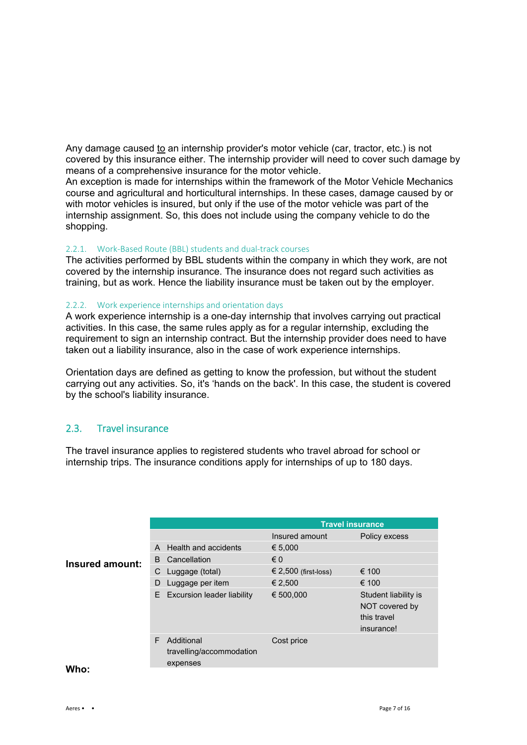Any damage caused to an internship provider's motor vehicle (car, tractor, etc.) is not covered by this insurance either. The internship provider will need to cover such damage by means of a comprehensive insurance for the motor vehicle.
An exception is made for internships within the framework of the Motor Vehicle Mechanics course and agricultural and horticultural internships. In these cases, damage caused by or with motor vehicles is insured, but only if the use of the motor vehicle was part of the internship assignment. So, this does not include using the company vehicle to do the shopping.

### 2.2.1. Work-Based Route (BBL) students and dual-track courses

The activities performed by BBL students within the company in which they work, are not covered by the internship insurance. The insurance does not regard such activities as training, but as work. Hence the liability insurance must be taken out by the employer.

### 2.2.2. Work experience internships and orientation days

A work experience internship is a one-day internship that involves carrying out practical activities. In this case, the same rules apply as for a regular internship, excluding the requirement to sign an internship contract. But the internship provider does need to have taken out a liability insurance, also in the case of work experience internships.

Orientation days are defined as getting to know the profession, but without the student carrying out any activities. So, it's 'hands on the back'. In this case, the student is covered by the school's liability insurance.

## 2.3. Travel insurance

The travel insurance applies to registered students who travel abroad for school or internship trips. The insurance conditions apply for internships of up to 180 days.

**Insured amount:**

| | | Travel insurance | |
|---|---|---|---|
| | | Insured amount | Policy excess |
| A | Health and accidents | € 5,000 | |
| B | Cancellation | € 0 | |
| C | Luggage (total) | € 2,500 (first-loss) | € 100 |
| D | Luggage per item | € 2,500 | € 100 |
| E | Excursion leader liability | € 500,000 | Student liability is NOT covered by this travel insurance! |
| F | Additional travelling/accommodation expenses | Cost price | |

**Who:**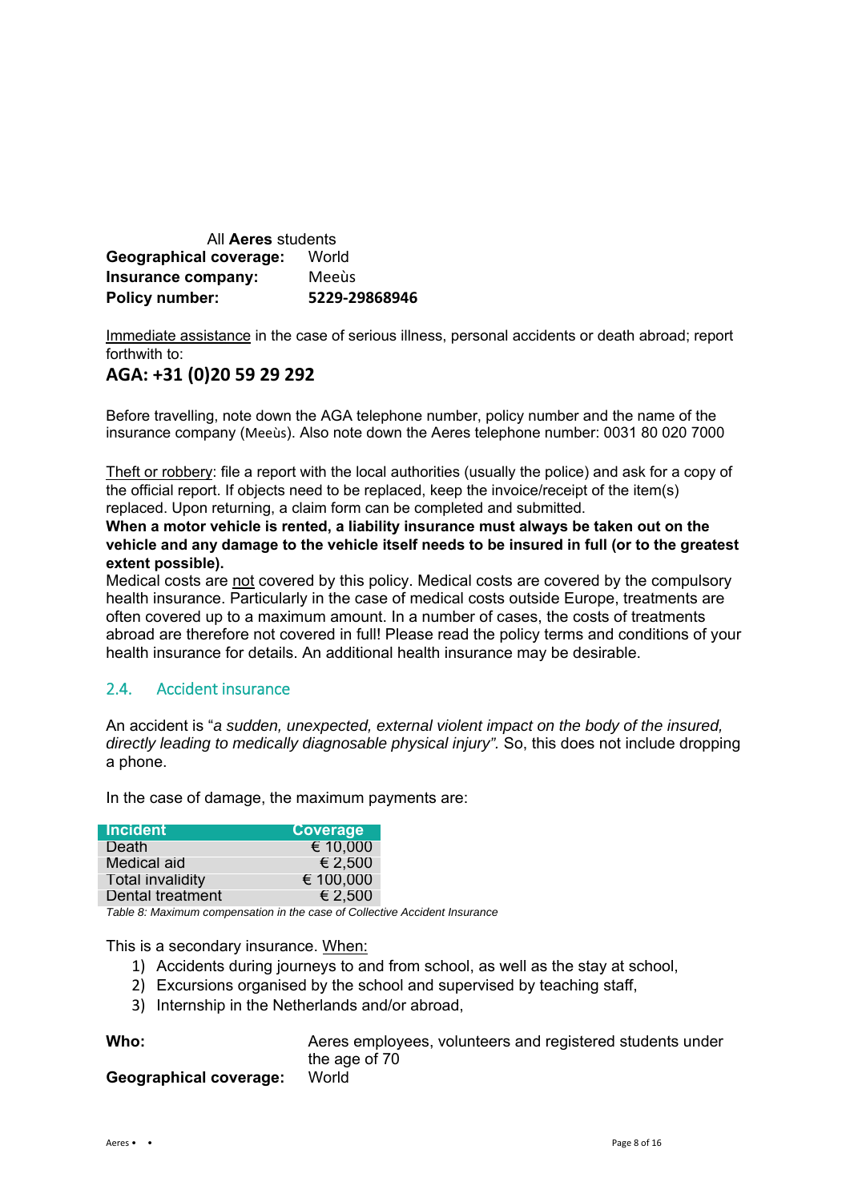All **Aeres** students

**Geographical coverage:** World
**Insurance company:** Meeùs
**Policy number:** **5229-29868946**

Immediate assistance in the case of serious illness, personal accidents or death abroad; report forthwith to:

**AGA: +31 (0)20 59 29 292**

Before travelling, note down the AGA telephone number, policy number and the name of the insurance company (Meeùs). Also note down the Aeres telephone number: 0031 80 020 7000

Theft or robbery: file a report with the local authorities (usually the police) and ask for a copy of the official report. If objects need to be replaced, keep the invoice/receipt of the item(s) replaced. Upon returning, a claim form can be completed and submitted.

**When a motor vehicle is rented, a liability insurance must always be taken out on the vehicle and any damage to the vehicle itself needs to be insured in full (or to the greatest extent possible).**

Medical costs are not covered by this policy. Medical costs are covered by the compulsory health insurance. Particularly in the case of medical costs outside Europe, treatments are often covered up to a maximum amount. In a number of cases, the costs of treatments abroad are therefore not covered in full! Please read the policy terms and conditions of your health insurance for details. An additional health insurance may be desirable.

## 2.4. Accident insurance

An accident is "*a sudden, unexpected, external violent impact on the body of the insured, directly leading to medically diagnosable physical injury".* So, this does not include dropping a phone.

In the case of damage, the maximum payments are:

| Incident | Coverage |
|---|---|
| Death | € 10,000 |
| Medical aid | € 2,500 |
| Total invalidity | € 100,000 |
| Dental treatment | € 2,500 |

*Table 8: Maximum compensation in the case of Collective Accident Insurance*

This is a secondary insurance. When:

1) Accidents during journeys to and from school, as well as the stay at school,
2) Excursions organised by the school and supervised by teaching staff,
3) Internship in the Netherlands and/or abroad,

**Who:** Aeres employees, volunteers and registered students under the age of 70
**Geographical coverage:** World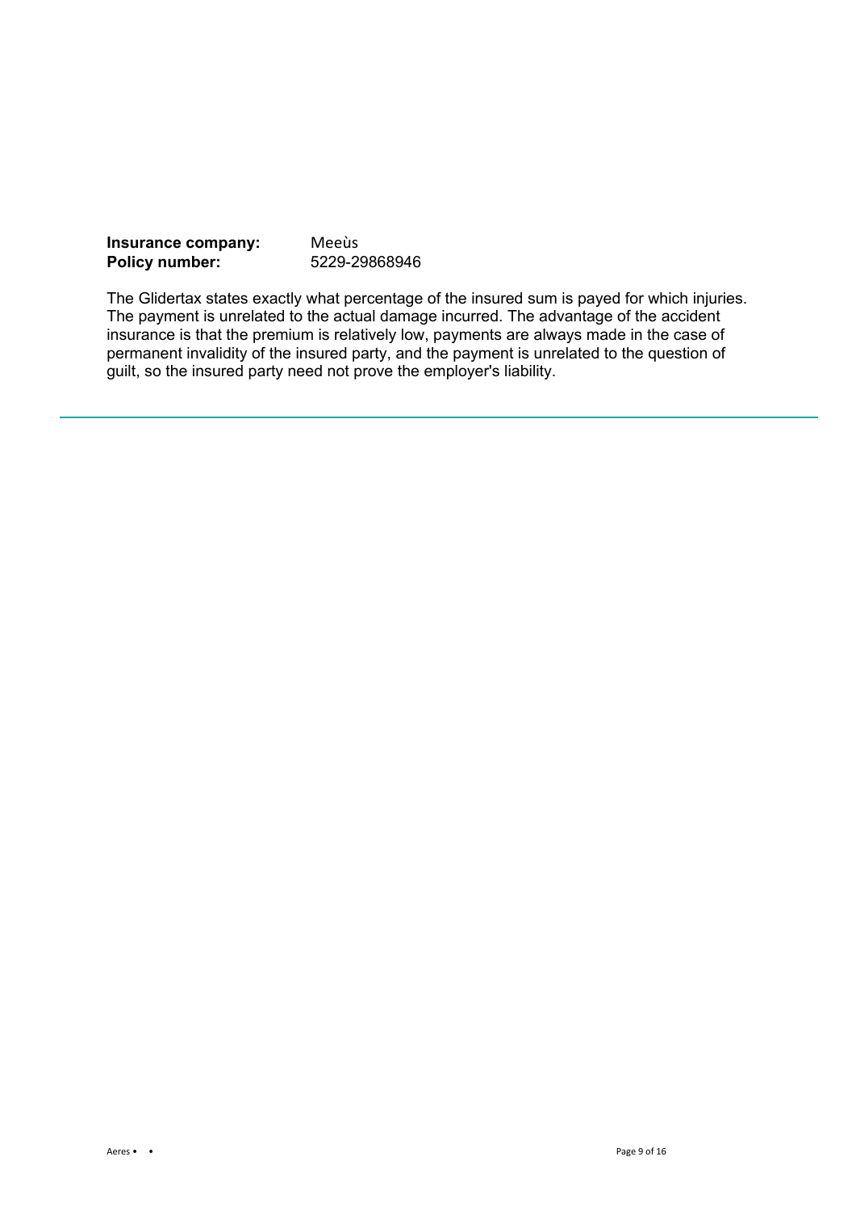**Insurance company:** Meeùs
**Policy number:** 5229-29868946

The Glidertax states exactly what percentage of the insured sum is payed for which injuries. The payment is unrelated to the actual damage incurred. The advantage of the accident insurance is that the premium is relatively low, payments are always made in the case of permanent invalidity of the insured party, and the payment is unrelated to the question of guilt, so the insured party need not prove the employer's liability.

---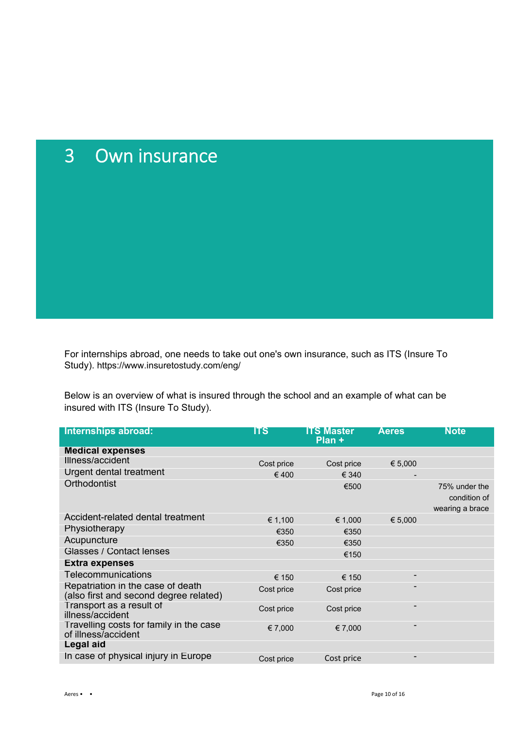# 3 Own insurance

For internships abroad, one needs to take out one's own insurance, such as ITS (Insure To Study). https://www.insuretostudy.com/eng/

Below is an overview of what is insured through the school and an example of what can be insured with ITS (Insure To Study).

| Internships abroad: | ITS | ITS Master Plan + | Aeres | Note |
|---|---|---|---|---|
| **Medical expenses** | | | | |
| Illness/accident | Cost price | Cost price | € 5,000 | |
| Urgent dental treatment | € 400 | € 340 | - | |
| Orthodontist | | €500 | | 75% under the condition of wearing a brace |
| Accident-related dental treatment | € 1,100 | € 1,000 | € 5,000 | |
| Physiotherapy | €350 | €350 | | |
| Acupuncture | €350 | €350 | | |
| Glasses / Contact lenses | | €150 | | |
| **Extra expenses** | | | | |
| Telecommunications | € 150 | € 150 | - | |
| Repatriation in the case of death (also first and second degree related) | Cost price | Cost price | - | |
| Transport as a result of illness/accident | Cost price | Cost price | - | |
| Travelling costs for family in the case of illness/accident | € 7,000 | € 7,000 | - | |
| **Legal aid** | | | | |
| In case of physical injury in Europe | Cost price | Cost price | - | |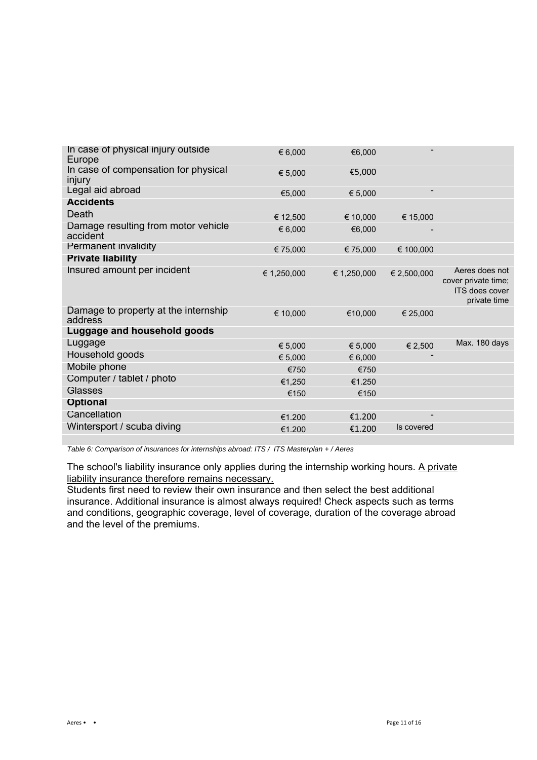| | | | | |
|---|---|---|---|---|
| In case of physical injury outside Europe | € 6,000 | €6,000 | - | |
| In case of compensation for physical injury | € 5,000 | €5,000 | | |
| Legal aid abroad | €5,000 | € 5,000 | - | |
| **Accidents** | | | | |
| Death | € 12,500 | € 10,000 | € 15,000 | |
| Damage resulting from motor vehicle accident | € 6,000 | €6,000 | - | |
| Permanent invalidity | € 75,000 | € 75,000 | € 100,000 | |
| **Private liability** | | | | |
| Insured amount per incident | € 1,250,000 | € 1,250,000 | € 2,500,000 | Aeres does not cover private time; ITS does cover private time |
| Damage to property at the internship address | € 10,000 | €10,000 | € 25,000 | |
| **Luggage and household goods** | | | | |
| Luggage | € 5,000 | € 5,000 | € 2,500 | Max. 180 days |
| Household goods | € 5,000 | € 6,000 | - | |
| Mobile phone | €750 | €750 | | |
| Computer / tablet / photo | €1,250 | €1.250 | | |
| Glasses | €150 | €150 | | |
| **Optional** | | | | |
| Cancellation | €1.200 | €1.200 | - | |
| Wintersport / scuba diving | €1.200 | €1.200 | Is covered | |

*Table 6: Comparison of insurances for internships abroad: ITS / ITS Masterplan + / Aeres*

The school's liability insurance only applies during the internship working hours. A private liability insurance therefore remains necessary.

Students first need to review their own insurance and then select the best additional insurance. Additional insurance is almost always required! Check aspects such as terms and conditions, geographic coverage, level of coverage, duration of the coverage abroad and the level of the premiums.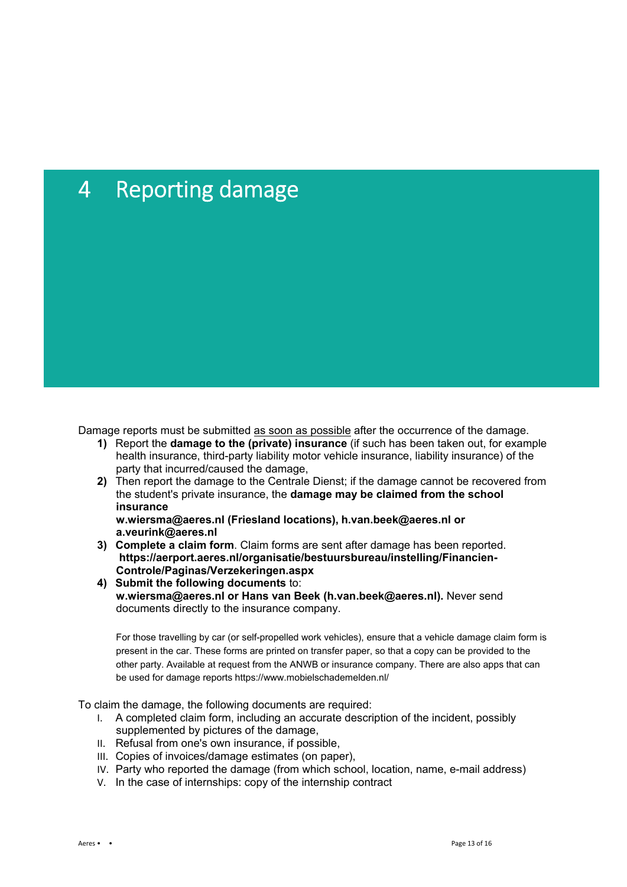# 4 Reporting damage

Damage reports must be submitted as soon as possible after the occurrence of the damage.

1) Report the **damage to the (private) insurance** (if such has been taken out, for example health insurance, third-party liability motor vehicle insurance, liability insurance) of the party that incurred/caused the damage,
2) Then report the damage to the Centrale Dienst; if the damage cannot be recovered from the student's private insurance, the **damage may be claimed from the school insurance**
   **w.wiersma@aeres.nl (Friesland locations), h.van.beek@aeres.nl or a.veurink@aeres.nl**
3) **Complete a claim form**. Claim forms are sent after damage has been reported.
   **https://aerport.aeres.nl/organisatie/bestuursbureau/instelling/Financien-Controle/Paginas/Verzekeringen.aspx**
4) **Submit the following documents** to:
   **w.wiersma@aeres.nl or Hans van Beek (h.van.beek@aeres.nl).** Never send documents directly to the insurance company.

   For those travelling by car (or self-propelled work vehicles), ensure that a vehicle damage claim form is present in the car. These forms are printed on transfer paper, so that a copy can be provided to the other party. Available at request from the ANWB or insurance company. There are also apps that can be used for damage reports https://www.mobielschademelden.nl/

To claim the damage, the following documents are required:

I. A completed claim form, including an accurate description of the incident, possibly supplemented by pictures of the damage,
II. Refusal from one's own insurance, if possible,
III. Copies of invoices/damage estimates (on paper),
IV. Party who reported the damage (from which school, location, name, e-mail address)
V. In the case of internships: copy of the internship contract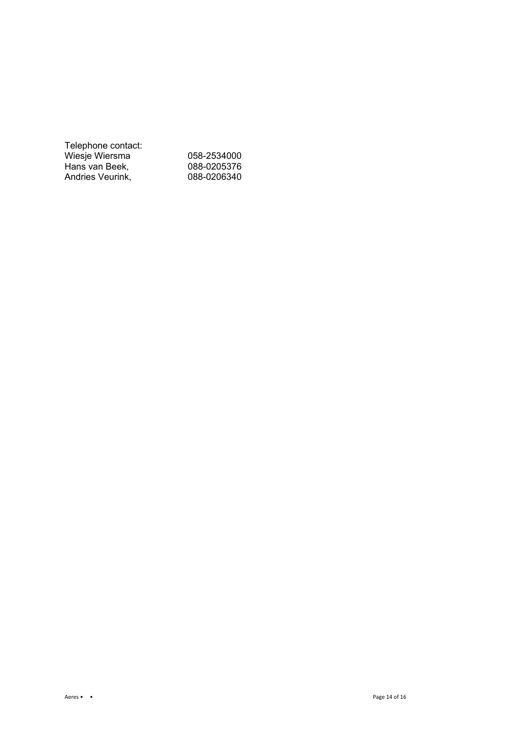Telephone contact:

| | |
|---|---|
| Wiesje Wiersma | 058-2534000 |
| Hans van Beek, | 088-0205376 |
| Andries Veurink, | 088-0206340 |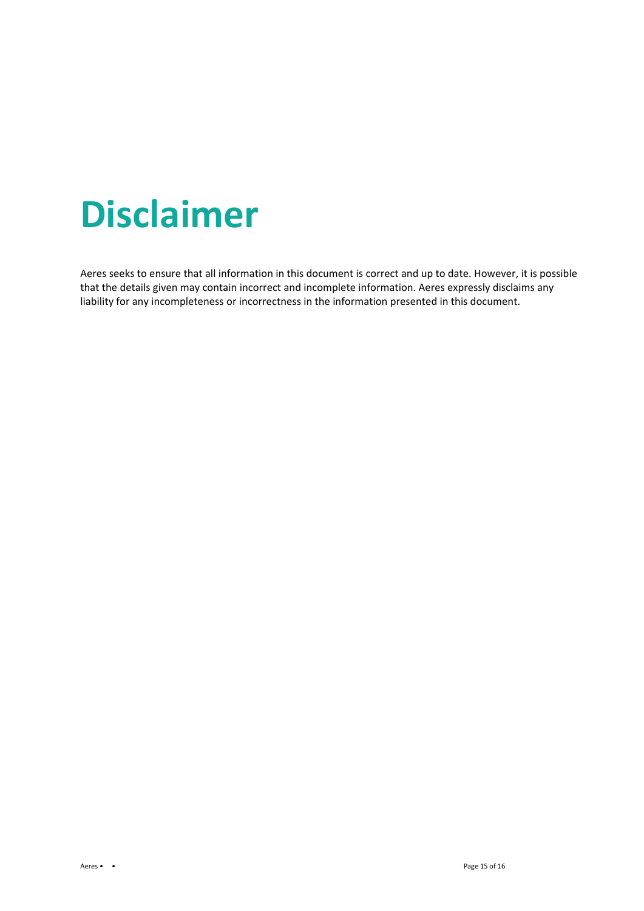# Disclaimer

Aeres seeks to ensure that all information in this document is correct and up to date. However, it is possible that the details given may contain incorrect and incomplete information. Aeres expressly disclaims any liability for any incompleteness or incorrectness in the information presented in this document.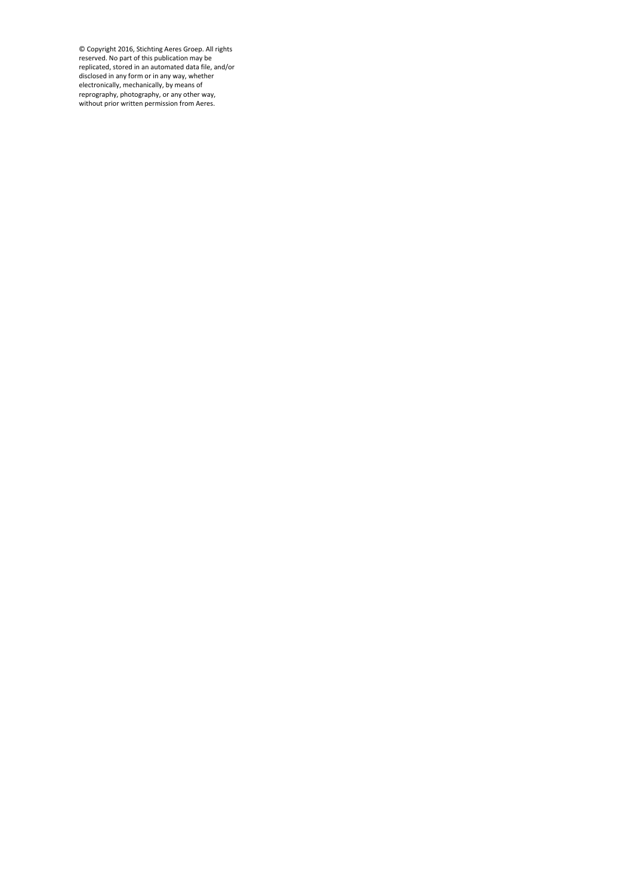© Copyright 2016, Stichting Aeres Groep. All rights reserved. No part of this publication may be replicated, stored in an automated data file, and/or disclosed in any form or in any way, whether electronically, mechanically, by means of reprography, photography, or any other way, without prior written permission from Aeres.